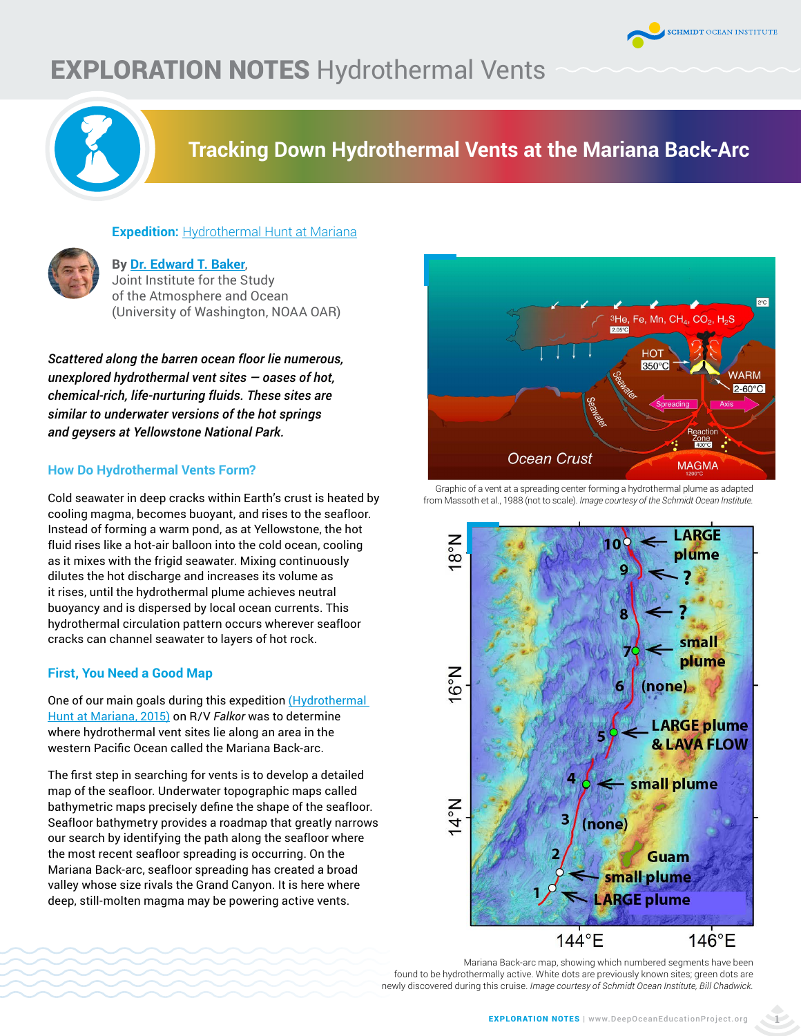# EXPLORATION NOTES Hydrothermal Vents

## Tracking Down Hydrothermal Vents at the Mariana Back-Arc

**Expedition:** Hydrothermal Hunt at Mariana

**By Dr. Edward T. Baker**,
Joint Institute for the Study
of the Atmosphere and Ocean
(University of Washington, NOAA OAR)

***Scattered along the barren ocean floor lie numerous, unexplored hydrothermal vent sites — oases of hot, chemical-rich, life-nurturing fluids. These sites are similar to underwater versions of the hot springs and geysers at Yellowstone National Park.***

### How Do Hydrothermal Vents Form?

Cold seawater in deep cracks within Earth's crust is heated by cooling magma, becomes buoyant, and rises to the seafloor. Instead of forming a warm pond, as at Yellowstone, the hot fluid rises like a hot-air balloon into the cold ocean, cooling as it mixes with the frigid seawater. Mixing continuously dilutes the hot discharge and increases its volume as it rises, until the hydrothermal plume achieves neutral buoyancy and is dispersed by local ocean currents. This hydrothermal circulation pattern occurs wherever seafloor cracks can channel seawater to layers of hot rock.

### First, You Need a Good Map

One of our main goals during this expedition (Hydrothermal Hunt at Mariana, 2015) on R/V *Falkor* was to determine where hydrothermal vent sites lie along an area in the western Pacific Ocean called the Mariana Back-arc.

The first step in searching for vents is to develop a detailed map of the seafloor. Underwater topographic maps called bathymetric maps precisely define the shape of the seafloor. Seafloor bathymetry provides a roadmap that greatly narrows our search by identifying the path along the seafloor where the most recent seafloor spreading is occurring. On the Mariana Back-arc, seafloor spreading has created a broad valley whose size rivals the Grand Canyon. It is here where deep, still-molten magma may be powering active vents.

Graphic of a vent at a spreading center forming a hydrothermal plume as adapted from Massoth et al., 1988 (not to scale). *Image courtesy of the Schmidt Ocean Institute.*

Mariana Back-arc map, showing which numbered segments have been found to be hydrothermally active. White dots are previously known sites; green dots are newly discovered during this cruise. *Image courtesy of Schmidt Ocean Institute, Bill Chadwick.*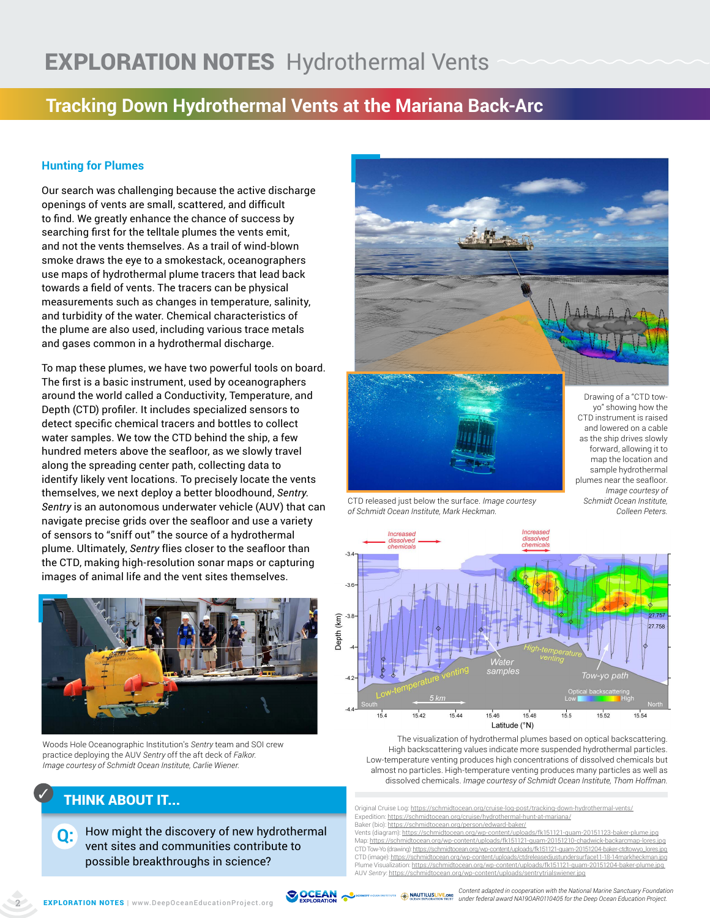# EXPLORATION NOTES Hydrothermal Vents

## Tracking Down Hydrothermal Vents at the Mariana Back-Arc

### Hunting for Plumes

Our search was challenging because the active discharge openings of vents are small, scattered, and difficult to find. We greatly enhance the chance of success by searching first for the telltale plumes the vents emit, and not the vents themselves. As a trail of wind-blown smoke draws the eye to a smokestack, oceanographers use maps of hydrothermal plume tracers that lead back towards a field of vents. The tracers can be physical measurements such as changes in temperature, salinity, and turbidity of the water. Chemical characteristics of the plume are also used, including various trace metals and gases common in a hydrothermal discharge.

To map these plumes, we have two powerful tools on board. The first is a basic instrument, used by oceanographers around the world called a Conductivity, Temperature, and Depth (CTD) profiler. It includes specialized sensors to detect specific chemical tracers and bottles to collect water samples. We tow the CTD behind the ship, a few hundred meters above the seafloor, as we slowly travel along the spreading center path, collecting data to identify likely vent locations. To precisely locate the vents themselves, we next deploy a better bloodhound, *Sentry*. *Sentry* is an autonomous underwater vehicle (AUV) that can navigate precise grids over the seafloor and use a variety of sensors to "sniff out" the source of a hydrothermal plume. Ultimately, *Sentry* flies closer to the seafloor than the CTD, making high-resolution sonar maps or capturing images of animal life and the vent sites themselves.

Woods Hole Oceanographic Institution's *Sentry* team and SOI crew practice deploying the AUV *Sentry* off the aft deck of *Falkor*. *Image courtesy of Schmidt Ocean Institute, Carlie Wiener.*

CTD released just below the surface. *Image courtesy of Schmidt Ocean Institute, Mark Heckman.*

Drawing of a "CTD tow-yo" showing how the CTD instrument is raised and lowered on a cable as the ship drives slowly forward, allowing it to map the location and sample hydrothermal plumes near the seafloor. *Image courtesy of Schmidt Ocean Institute, Colleen Peters.*

Increased dissolved chemicals
Increased dissolved chemicals
Depth (km)
-3.4
-3.6
-3.8
-4
-4.2
-4.4
27.757
27.758
High-temperature venting
Water samples
Tow-yo path
Low-temperature venting
5 km
Optical backscattering
Low High
South
North
15.4 15.42 15.44 15.46 15.48 15.5 15.52 15.54
Latitude (°N)

The visualization of hydrothermal plumes based on optical backscattering. High backscattering values indicate more suspended hydrothermal particles. Low-temperature venting produces high concentrations of dissolved chemicals but almost no particles. High-temperature venting produces many particles as well as dissolved chemicals. *Image courtesy of Schmidt Ocean Institute, Thom Hoffman.*

### THINK ABOUT IT...

**Q:** How might the discovery of new hydrothermal vent sites and communities contribute to possible breakthroughs in science?

Original Cruise Log: https://schmidtocean.org/cruise-log-post/tracking-down-hydrothermal-vents/
Expedition: https://schmidtocean.org/cruise/hydrothermal-hunt-at-mariana/
Baker (bio): https://schmidtocean.org/person/edward-baker/
Vents (diagram): https://schmidtocean.org/wp-content/uploads/fk151121-guam-20151123-baker-plume.jpg
Map: https://schmidtocean.org/wp-content/uploads/fk151121-guam-20151210-chadwick-backarcmap-lores.jpg
CTD Tow-Yo (drawing): https://schmidtocean.org/wp-content/uploads/fk151121-guam-20151204-baker-ctdtowyo_lores.jpg
CTD (image): https://schmidtocean.org/wp-content/uploads/ctdreleasedjustundersurface11-18-14markheckman.jpg
Plume Visualization: https://schmidtocean.org/wp-content/uploads/fk151121-guam-20151204-baker-plume.jpg
AUV *Sentry*: https://schmidtocean.org/wp-content/uploads/sentrytrialswiener.jpg

*Content adapted in cooperation with the National Marine Sanctuary Foundation under federal award NA19OAR0110405 for the Deep Ocean Education Project.*